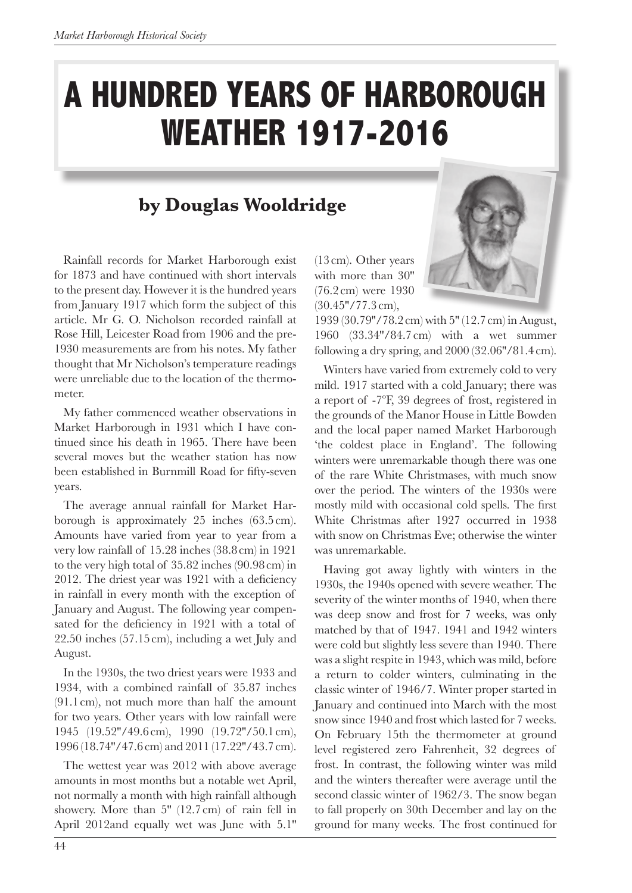# A HUNDRED YEARS OF HARBOROUGH WEATHER 1917-2016

## by Douglas Wooldridge

Rainfall records for Market Harborough exist for 1873 and have continued with short intervals to the present day. However it is the hundred years from January 1917 which form the subject of this article. Mr G. O. Nicholson recorded rainfall at Rose Hill, Leicester Road from 1906 and the pre-1930 measurements are from his notes. My father thought that Mr Nicholson's temperature readings were unreliable due to the location of the thermometer.

My father commenced weather observations in Market Harborough in 1931 which I have continued since his death in 1965. There have been several moves but the weather station has now been established in Burnmill Road for fifty-seven years.

The average annual rainfall for Market Harborough is approximately 25 inches (63.5 cm). Amounts have varied from year to year from a very low rainfall of 15.28 inches (38.8 cm) in 1921 to the very high total of 35.82 inches (90.98 cm) in 2012. The driest year was 1921 with a deficiency in rainfall in every month with the exception of January and August. The following year compensated for the deficiency in 1921 with a total of 22.50 inches (57.15 cm), including a wet July and August.

In the 1930s, the two driest years were 1933 and 1934, with a combined rainfall of 35.87 inches (91.1 cm), not much more than half the amount for two years. Other years with low rainfall were 1945 (19.52"/49.6 cm), 1990 (19.72"/50.1 cm), 1996 (18.74"/47.6 cm) and 2011 (17.22"/43.7 cm).

The wettest year was 2012 with above average amounts in most months but a notable wet April, not normally a month with high rainfall although showery. More than 5" (12.7 cm) of rain fell in April 2012and equally wet was June with 5.1" (13 cm). Other years with more than 30" (76.2 cm) were 1930 (30.45"/77.3 cm), 1939 (30.79"/78.2 cm) with 5" (12.7 cm) in August, 1960 (33.34"/84.7 cm) with a wet summer following a dry spring, and 2000 (32.06"/81.4 cm).

Winters have varied from extremely cold to very mild. 1917 started with a cold January; there was a report of -7ºF, 39 degrees of frost, registered in the grounds of the Manor House in Little Bowden and the local paper named Market Harborough 'the coldest place in England'. The following winters were unremarkable though there was one of the rare White Christmases, with much snow over the period. The winters of the 1930s were mostly mild with occasional cold spells. The first White Christmas after 1927 occurred in 1938 with snow on Christmas Eve; otherwise the winter was unremarkable.

Having got away lightly with winters in the 1930s, the 1940s opened with severe weather. The severity of the winter months of 1940, when there was deep snow and frost for 7 weeks, was only matched by that of 1947. 1941 and 1942 winters were cold but slightly less severe than 1940. There was a slight respite in 1943, which was mild, before a return to colder winters, culminating in the classic winter of 1946/7. Winter proper started in January and continued into March with the most snow since 1940 and frost which lasted for 7 weeks. On February 15th the thermometer at ground level registered zero Fahrenheit, 32 degrees of frost. In contrast, the following winter was mild and the winters thereafter were average until the second classic winter of 1962/3. The snow began to fall properly on 30th December and lay on the ground for many weeks. The frost continued for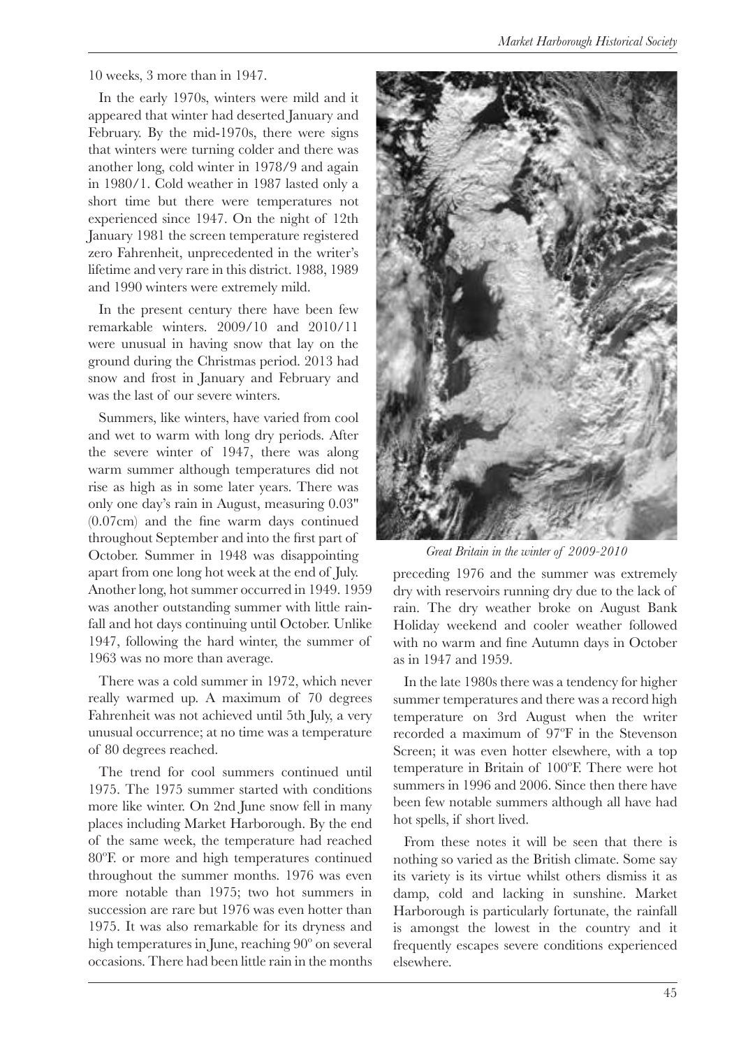10 weeks, 3 more than in 1947.

In the early 1970s, winters were mild and it appeared that winter had deserted January and February. By the mid-1970s, there were signs that winters were turning colder and there was another long, cold winter in 1978/9 and again in 1980/1. Cold weather in 1987 lasted only a short time but there were temperatures not experienced since 1947. On the night of 12th January 1981 the screen temperature registered zero Fahrenheit, unprecedented in the writer's lifetime and very rare in this district. 1988, 1989 and 1990 winters were extremely mild.

In the present century there have been few remarkable winters. 2009/10 and 2010/11 were unusual in having snow that lay on the ground during the Christmas period. 2013 had snow and frost in January and February and was the last of our severe winters.

Summers, like winters, have varied from cool and wet to warm with long dry periods. After the severe winter of 1947, there was along warm summer although temperatures did not rise as high as in some later years. There was only one day's rain in August, measuring 0.03" (0.07cm) and the fine warm days continued throughout September and into the first part of October. Summer in 1948 was disappointing apart from one long hot week at the end of July. Another long, hot summer occurred in 1949. 1959 was another outstanding summer with little rainfall and hot days continuing until October. Unlike 1947, following the hard winter, the summer of 1963 was no more than average.

There was a cold summer in 1972, which never really warmed up. A maximum of 70 degrees Fahrenheit was not achieved until 5th July, a very unusual occurrence; at no time was a temperature of 80 degrees reached.

The trend for cool summers continued until 1975. The 1975 summer started with conditions more like winter. On 2nd June snow fell in many places including Market Harborough. By the end of the same week, the temperature had reached 80ºF. or more and high temperatures continued throughout the summer months. 1976 was even more notable than 1975; two hot summers in succession are rare but 1976 was even hotter than 1975. It was also remarkable for its dryness and high temperatures in June, reaching 90º on several occasions. There had been little rain in the months

*Great Britain in the winter of 2009-2010*

preceding 1976 and the summer was extremely dry with reservoirs running dry due to the lack of rain. The dry weather broke on August Bank Holiday weekend and cooler weather followed with no warm and fine Autumn days in October as in 1947 and 1959.

In the late 1980s there was a tendency for higher summer temperatures and there was a record high temperature on 3rd August when the writer recorded a maximum of 97ºF in the Stevenson Screen; it was even hotter elsewhere, with a top temperature in Britain of 100ºF. There were hot summers in 1996 and 2006. Since then there have been few notable summers although all have had hot spells, if short lived.

From these notes it will be seen that there is nothing so varied as the British climate. Some say its variety is its virtue whilst others dismiss it as damp, cold and lacking in sunshine. Market Harborough is particularly fortunate, the rainfall is amongst the lowest in the country and it frequently escapes severe conditions experienced elsewhere.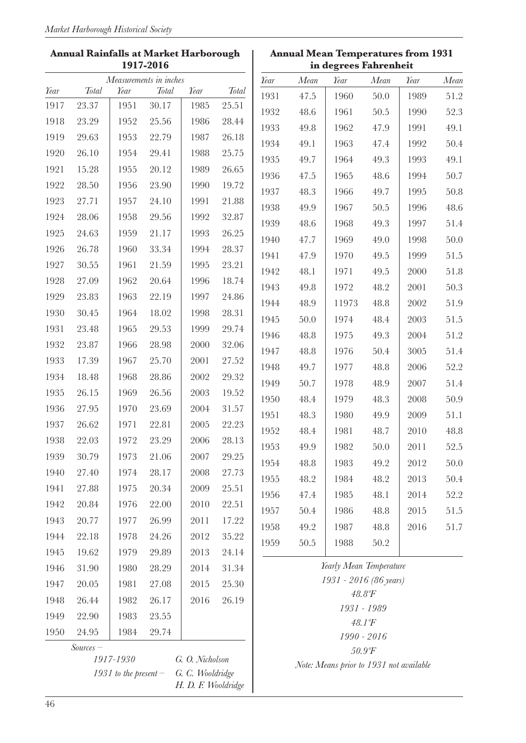## Annual Rainfalls at Market Harborough 1917-2016

*Measurements in inches*

| *Year* | *Total* | *Year* | *Total* | *Year* | *Total* |
|---|---|---|---|---|---|
| 1917 | 23.37 | 1951 | 30.17 | 1985 | 25.51 |
| 1918 | 23.29 | 1952 | 25.56 | 1986 | 28.44 |
| 1919 | 29.63 | 1953 | 22.79 | 1987 | 26.18 |
| 1920 | 26.10 | 1954 | 29.41 | 1988 | 25.75 |
| 1921 | 15.28 | 1955 | 20.12 | 1989 | 26.65 |
| 1922 | 28.50 | 1956 | 23.90 | 1990 | 19.72 |
| 1923 | 27.71 | 1957 | 24.10 | 1991 | 21.88 |
| 1924 | 28.06 | 1958 | 29.56 | 1992 | 32.87 |
| 1925 | 24.63 | 1959 | 21.17 | 1993 | 26.25 |
| 1926 | 26.78 | 1960 | 33.34 | 1994 | 28.37 |
| 1927 | 30.55 | 1961 | 21.59 | 1995 | 23.21 |
| 1928 | 27.09 | 1962 | 20.64 | 1996 | 18.74 |
| 1929 | 23.83 | 1963 | 22.19 | 1997 | 24.86 |
| 1930 | 30.45 | 1964 | 18.02 | 1998 | 28.31 |
| 1931 | 23.48 | 1965 | 29.53 | 1999 | 29.74 |
| 1932 | 23.87 | 1966 | 28.98 | 2000 | 32.06 |
| 1933 | 17.39 | 1967 | 25.70 | 2001 | 27.52 |
| 1934 | 18.48 | 1968 | 28.86 | 2002 | 29.32 |
| 1935 | 26.15 | 1969 | 26.56 | 2003 | 19.52 |
| 1936 | 27.95 | 1970 | 23.69 | 2004 | 31.57 |
| 1937 | 26.62 | 1971 | 22.81 | 2005 | 22.23 |
| 1938 | 22.03 | 1972 | 23.29 | 2006 | 28.13 |
| 1939 | 30.79 | 1973 | 21.06 | 2007 | 29.25 |
| 1940 | 27.40 | 1974 | 28.17 | 2008 | 27.73 |
| 1941 | 27.88 | 1975 | 20.34 | 2009 | 25.51 |
| 1942 | 20.84 | 1976 | 22.00 | 2010 | 22.51 |
| 1943 | 20.77 | 1977 | 26.99 | 2011 | 17.22 |
| 1944 | 22.18 | 1978 | 24.26 | 2012 | 35.22 |
| 1945 | 19.62 | 1979 | 29.89 | 2013 | 24.14 |
| 1946 | 31.90 | 1980 | 28.29 | 2014 | 31.34 |
| 1947 | 20.05 | 1981 | 27.08 | 2015 | 25.30 |
| 1948 | 26.44 | 1982 | 26.17 | 2016 | 26.19 |
| 1949 | 22.90 | 1983 | 23.55 | | |
| 1950 | 24.95 | 1984 | 29.74 | | |

*Sources –*

*1917-1930* — *G. O. Nicholson*

*1931 to the present –* — *G. C. Wooldridge*, *H. D. F. Wooldridge*

## Annual Mean Temperatures from 1931 in degrees Fahrenheit

| *Year* | *Mean* | *Year* | *Mean* | *Year* | *Mean* |
|---|---|---|---|---|---|
| 1931 | 47.5 | 1960 | 50.0 | 1989 | 51.2 |
| 1932 | 48.6 | 1961 | 50.5 | 1990 | 52.3 |
| 1933 | 49.8 | 1962 | 47.9 | 1991 | 49.1 |
| 1934 | 49.1 | 1963 | 47.4 | 1992 | 50.4 |
| 1935 | 49.7 | 1964 | 49.3 | 1993 | 49.1 |
| 1936 | 47.5 | 1965 | 48.6 | 1994 | 50.7 |
| 1937 | 48.3 | 1966 | 49.7 | 1995 | 50.8 |
| 1938 | 49.9 | 1967 | 50.5 | 1996 | 48.6 |
| 1939 | 48.6 | 1968 | 49.3 | 1997 | 51.4 |
| 1940 | 47.7 | 1969 | 49.0 | 1998 | 50.0 |
| 1941 | 47.9 | 1970 | 49.5 | 1999 | 51.5 |
| 1942 | 48.1 | 1971 | 49.5 | 2000 | 51.8 |
| 1943 | 49.8 | 1972 | 48.2 | 2001 | 50.3 |
| 1944 | 48.9 | 11973 | 48.8 | 2002 | 51.9 |
| 1945 | 50.0 | 1974 | 48.4 | 2003 | 51.5 |
| 1946 | 48.8 | 1975 | 49.3 | 2004 | 51.2 |
| 1947 | 48.8 | 1976 | 50.4 | 3005 | 51.4 |
| 1948 | 49.7 | 1977 | 48.8 | 2006 | 52.2 |
| 1949 | 50.7 | 1978 | 48.9 | 2007 | 51.4 |
| 1950 | 48.4 | 1979 | 48.3 | 2008 | 50.9 |
| 1951 | 48.3 | 1980 | 49.9 | 2009 | 51.1 |
| 1952 | 48.4 | 1981 | 48.7 | 2010 | 48.8 |
| 1953 | 49.9 | 1982 | 50.0 | 2011 | 52.5 |
| 1954 | 48.8 | 1983 | 49.2 | 2012 | 50.0 |
| 1955 | 48.2 | 1984 | 48.2 | 2013 | 50.4 |
| 1956 | 47.4 | 1985 | 48.1 | 2014 | 52.2 |
| 1957 | 50.4 | 1986 | 48.8 | 2015 | 51.5 |
| 1958 | 49.2 | 1987 | 48.8 | 2016 | 51.7 |
| 1959 | 50.5 | 1988 | 50.2 | | |

*Yearly Mean Temperature*

*1931 - 2016 (86 years)*

*48.8°F*

*1931 - 1989*

*48.1°F*

*1990 - 2016*

*50.9°F*

*Note: Means prior to 1931 not available*